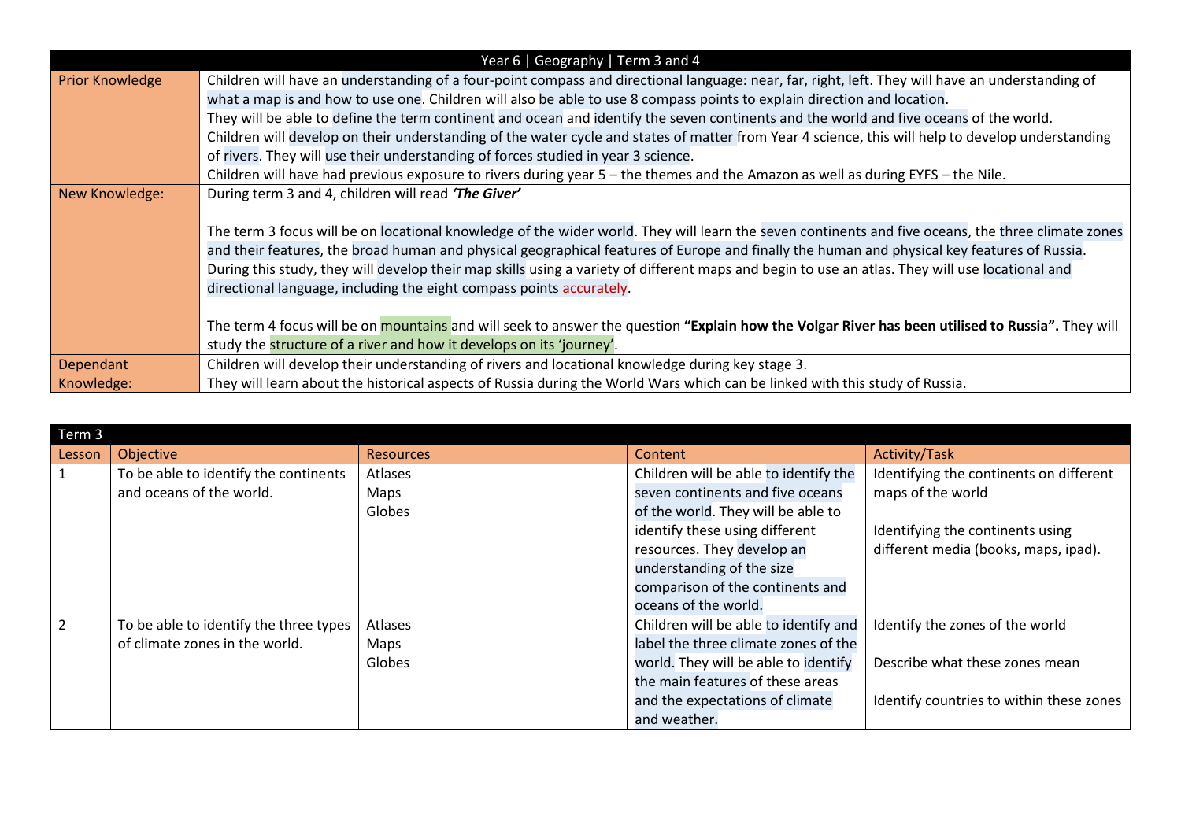| Year 6 \| Geography \| Term 3 and 4 | |
|---|---|
| Prior Knowledge | Children will have an understanding of a four-point compass and directional language: near, far, right, left. They will have an understanding of what a map is and how to use one. Children will also be able to use 8 compass points to explain direction and location.<br>They will be able to define the term continent and ocean and identify the seven continents and the world and five oceans of the world.<br>Children will develop on their understanding of the water cycle and states of matter from Year 4 science, this will help to develop understanding of rivers. They will use their understanding of forces studied in year 3 science.<br>Children will have had previous exposure to rivers during year 5 – the themes and the Amazon as well as during EYFS – the Nile. |
| New Knowledge: | During term 3 and 4, children will read ***'The Giver'***<br><br>The term 3 focus will be on locational knowledge of the wider world. They will learn the seven continents and five oceans, the three climate zones and their features, the broad human and physical geographical features of Europe and finally the human and physical key features of Russia. During this study, they will develop their map skills using a variety of different maps and begin to use an atlas. They will use locational and directional language, including the eight compass points accurately.<br><br>The term 4 focus will be on mountains and will seek to answer the question **"Explain how the Volgar River has been utilised to Russia".** They will study the structure of a river and how it develops on its 'journey'. |
| Dependant Knowledge: | Children will develop their understanding of rivers and locational knowledge during key stage 3.<br>They will learn about the historical aspects of Russia during the World Wars which can be linked with this study of Russia. |

**Term 3**

| Lesson | Objective | Resources | Content | Activity/Task |
|---|---|---|---|---|
| 1 | To be able to identify the continents and oceans of the world. | Atlases<br>Maps<br>Globes | Children will be able to identify the seven continents and five oceans of the world. They will be able to identify these using different resources. They develop an understanding of the size comparison of the continents and oceans of the world. | Identifying the continents on different maps of the world<br><br>Identifying the continents using different media (books, maps, ipad). |
| 2 | To be able to identify the three types of climate zones in the world. | Atlases<br>Maps<br>Globes | Children will be able to identify and label the three climate zones of the world. They will be able to identify the main features of these areas and the expectations of climate and weather. | Identify the zones of the world<br><br>Describe what these zones mean<br><br>Identify countries to within these zones |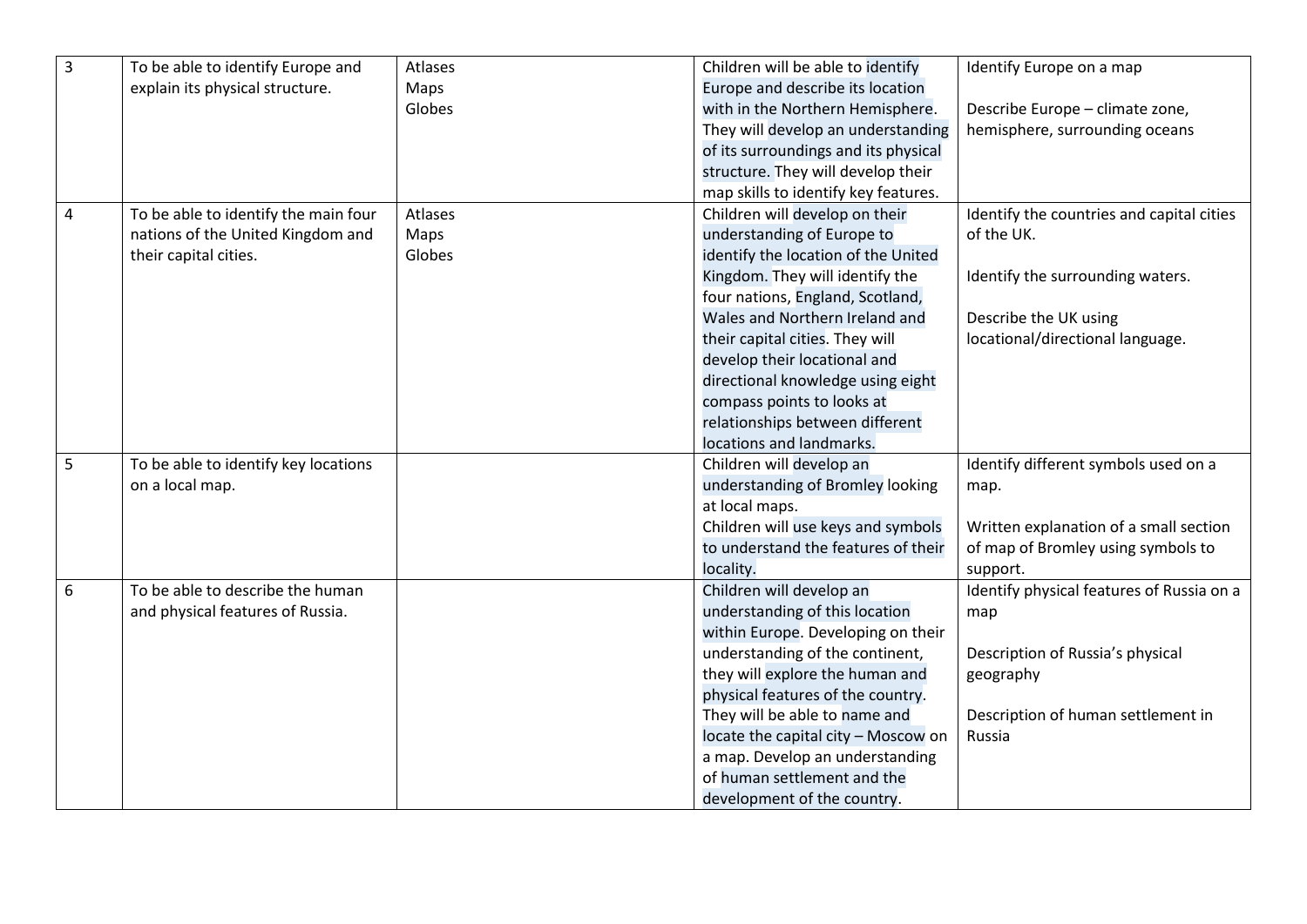| | | | | |
|---|---|---|---|---|
| 3 | To be able to identify Europe and explain its physical structure. | Atlases<br>Maps<br>Globes | Children will be able to identify Europe and describe its location with in the Northern Hemisphere. They will develop an understanding of its surroundings and its physical structure. They will develop their map skills to identify key features. | Identify Europe on a map<br><br>Describe Europe – climate zone, hemisphere, surrounding oceans |
| 4 | To be able to identify the main four nations of the United Kingdom and their capital cities. | Atlases<br>Maps<br>Globes | Children will develop on their understanding of Europe to identify the location of the United Kingdom. They will identify the four nations, England, Scotland, Wales and Northern Ireland and their capital cities. They will develop their locational and directional knowledge using eight compass points to looks at relationships between different locations and landmarks. | Identify the countries and capital cities of the UK.<br><br>Identify the surrounding waters.<br><br>Describe the UK using locational/directional language. |
| 5 | To be able to identify key locations on a local map. | | Children will develop an understanding of Bromley looking at local maps.<br>Children will use keys and symbols to understand the features of their locality. | Identify different symbols used on a map.<br><br>Written explanation of a small section of map of Bromley using symbols to support. |
| 6 | To be able to describe the human and physical features of Russia. | | Children will develop an understanding of this location within Europe. Developing on their understanding of the continent, they will explore the human and physical features of the country. They will be able to name and locate the capital city – Moscow on a map. Develop an understanding of human settlement and the development of the country. | Identify physical features of Russia on a map<br><br>Description of Russia's physical geography<br><br>Description of human settlement in Russia |